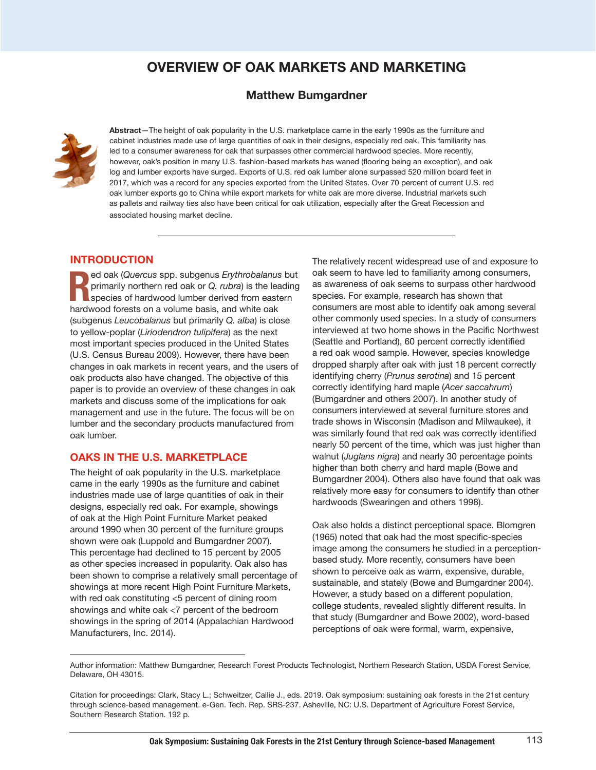# OVERVIEW OF OAK MARKETS AND MARKETING

### Matthew Bumgardner

**Abstract**—The height of oak popularity in the U.S. marketplace came in the early 1990s as the furniture and cabinet industries made use of large quantities of oak in their designs, especially red oak. This familiarity has led to a consumer awareness for oak that surpasses other commercial hardwood species. More recently, however, oak's position in many U.S. fashion-based markets has waned (flooring being an exception), and oak log and lumber exports have surged. Exports of U.S. red oak lumber alone surpassed 520 million board feet in 2017, which was a record for any species exported from the United States. Over 70 percent of current U.S. red oak lumber exports go to China while export markets for white oak are more diverse. Industrial markets such as pallets and railway ties also have been critical for oak utilization, especially after the Great Recession and associated housing market decline.

## INTRODUCTION

Red oak (*Quercus* spp. subgenus *Erythrobalanus* but primarily northern red oak or *Q. rubra*) is the leading species of hardwood lumber derived from eastern hardwood forests on a volume basis, and white oak (subgenus *Leucobalanus* but primarily *Q. alba*) is close to yellow-poplar (*Liriodendron tulipifera*) as the next most important species produced in the United States (U.S. Census Bureau 2009). However, there have been changes in oak markets in recent years, and the users of oak products also have changed. The objective of this paper is to provide an overview of these changes in oak markets and discuss some of the implications for oak management and use in the future. The focus will be on lumber and the secondary products manufactured from oak lumber.

## OAKS IN THE U.S. MARKETPLACE

The height of oak popularity in the U.S. marketplace came in the early 1990s as the furniture and cabinet industries made use of large quantities of oak in their designs, especially red oak. For example, showings of oak at the High Point Furniture Market peaked around 1990 when 30 percent of the furniture groups shown were oak (Luppold and Bumgardner 2007). This percentage had declined to 15 percent by 2005 as other species increased in popularity. Oak also has been shown to comprise a relatively small percentage of showings at more recent High Point Furniture Markets, with red oak constituting <5 percent of dining room showings and white oak <7 percent of the bedroom showings in the spring of 2014 (Appalachian Hardwood Manufacturers, Inc. 2014).

The relatively recent widespread use of and exposure to oak seem to have led to familiarity among consumers, as awareness of oak seems to surpass other hardwood species. For example, research has shown that consumers are most able to identify oak among several other commonly used species. In a study of consumers interviewed at two home shows in the Pacific Northwest (Seattle and Portland), 60 percent correctly identified a red oak wood sample. However, species knowledge dropped sharply after oak with just 18 percent correctly identifying cherry (*Prunus serotina*) and 15 percent correctly identifying hard maple (*Acer saccahrum*) (Bumgardner and others 2007). In another study of consumers interviewed at several furniture stores and trade shows in Wisconsin (Madison and Milwaukee), it was similarly found that red oak was correctly identified nearly 50 percent of the time, which was just higher than walnut (*Juglans nigra*) and nearly 30 percentage points higher than both cherry and hard maple (Bowe and Bumgardner 2004). Others also have found that oak was relatively more easy for consumers to identify than other hardwoods (Swearingen and others 1998).

Oak also holds a distinct perceptional space. Blomgren (1965) noted that oak had the most specific-species image among the consumers he studied in a perception-based study. More recently, consumers have been shown to perceive oak as warm, expensive, durable, sustainable, and stately (Bowe and Bumgardner 2004). However, a study based on a different population, college students, revealed slightly different results. In that study (Bumgardner and Bowe 2002), word-based perceptions of oak were formal, warm, expensive,

---

Author information: Matthew Bumgardner, Research Forest Products Technologist, Northern Research Station, USDA Forest Service, Delaware, OH 43015.

Citation for proceedings: Clark, Stacy L.; Schweitzer, Callie J., eds. 2019. Oak symposium: sustaining oak forests in the 21st century through science-based management. e-Gen. Tech. Rep. SRS-237. Asheville, NC: U.S. Department of Agriculture Forest Service, Southern Research Station. 192 p.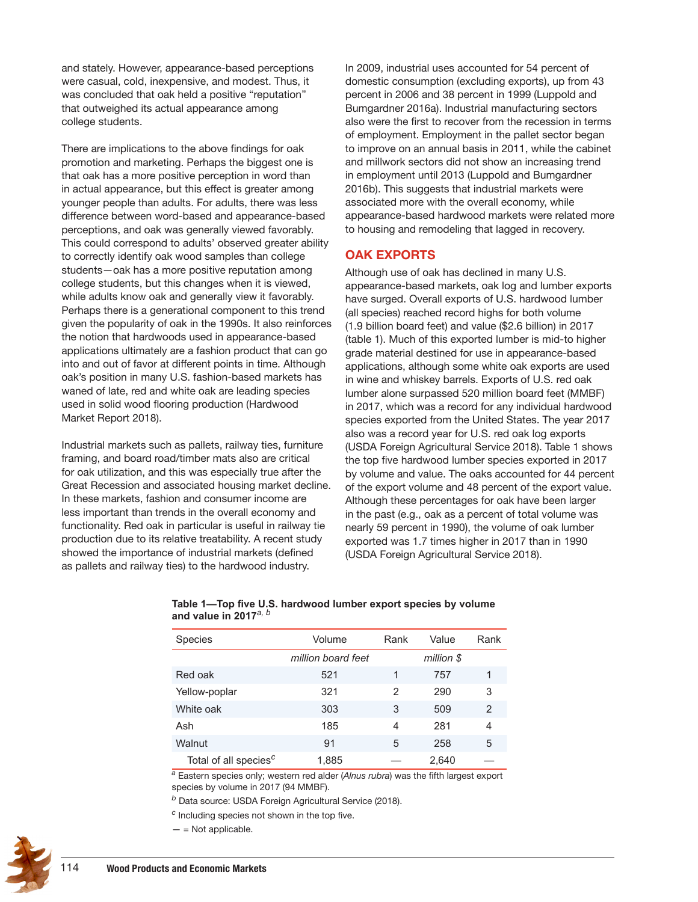and stately. However, appearance-based perceptions were casual, cold, inexpensive, and modest. Thus, it was concluded that oak held a positive "reputation" that outweighed its actual appearance among college students.

There are implications to the above findings for oak promotion and marketing. Perhaps the biggest one is that oak has a more positive perception in word than in actual appearance, but this effect is greater among younger people than adults. For adults, there was less difference between word-based and appearance-based perceptions, and oak was generally viewed favorably. This could correspond to adults' observed greater ability to correctly identify oak wood samples than college students—oak has a more positive reputation among college students, but this changes when it is viewed, while adults know oak and generally view it favorably. Perhaps there is a generational component to this trend given the popularity of oak in the 1990s. It also reinforces the notion that hardwoods used in appearance-based applications ultimately are a fashion product that can go into and out of favor at different points in time. Although oak's position in many U.S. fashion-based markets has waned of late, red and white oak are leading species used in solid wood flooring production (Hardwood Market Report 2018).

Industrial markets such as pallets, railway ties, furniture framing, and board road/timber mats also are critical for oak utilization, and this was especially true after the Great Recession and associated housing market decline. In these markets, fashion and consumer income are less important than trends in the overall economy and functionality. Red oak in particular is useful in railway tie production due to its relative treatability. A recent study showed the importance of industrial markets (defined as pallets and railway ties) to the hardwood industry. In 2009, industrial uses accounted for 54 percent of domestic consumption (excluding exports), up from 43 percent in 2006 and 38 percent in 1999 (Luppold and Bumgardner 2016a). Industrial manufacturing sectors also were the first to recover from the recession in terms of employment. Employment in the pallet sector began to improve on an annual basis in 2011, while the cabinet and millwork sectors did not show an increasing trend in employment until 2013 (Luppold and Bumgardner 2016b). This suggests that industrial markets were associated more with the overall economy, while appearance-based hardwood markets were related more to housing and remodeling that lagged in recovery.

## OAK EXPORTS

Although use of oak has declined in many U.S. appearance-based markets, oak log and lumber exports have surged. Overall exports of U.S. hardwood lumber (all species) reached record highs for both volume (1.9 billion board feet) and value ($2.6 billion) in 2017 (table 1). Much of this exported lumber is mid-to higher grade material destined for use in appearance-based applications, although some white oak exports are used in wine and whiskey barrels. Exports of U.S. red oak lumber alone surpassed 520 million board feet (MMBF) in 2017, which was a record for any individual hardwood species exported from the United States. The year 2017 also was a record year for U.S. red oak log exports (USDA Foreign Agricultural Service 2018). Table 1 shows the top five hardwood lumber species exported in 2017 by volume and value. The oaks accounted for 44 percent of the export volume and 48 percent of the export value. Although these percentages for oak have been larger in the past (e.g., oak as a percent of total volume was nearly 59 percent in 1990), the volume of oak lumber exported was 1.7 times higher in 2017 than in 1990 (USDA Foreign Agricultural Service 2018).

**Table 1—Top five U.S. hardwood lumber export species by volume and value in 2017[a, b]**

| Species | Volume | Rank | Value | Rank |
|---|---|---|---|---|
| | *million board feet* | | *million $* | |
| Red oak | 521 | 1 | 757 | 1 |
| Yellow-poplar | 321 | 2 | 290 | 3 |
| White oak | 303 | 3 | 509 | 2 |
| Ash | 185 | 4 | 281 | 4 |
| Walnut | 91 | 5 | 258 | 5 |
| Total of all species[c] | 1,885 | — | 2,640 | — |

[a] Eastern species only; western red alder (*Alnus rubra*) was the fifth largest export species by volume in 2017 (94 MMBF).

[b] Data source: USDA Foreign Agricultural Service (2018).

[c] Including species not shown in the top five.

— = Not applicable.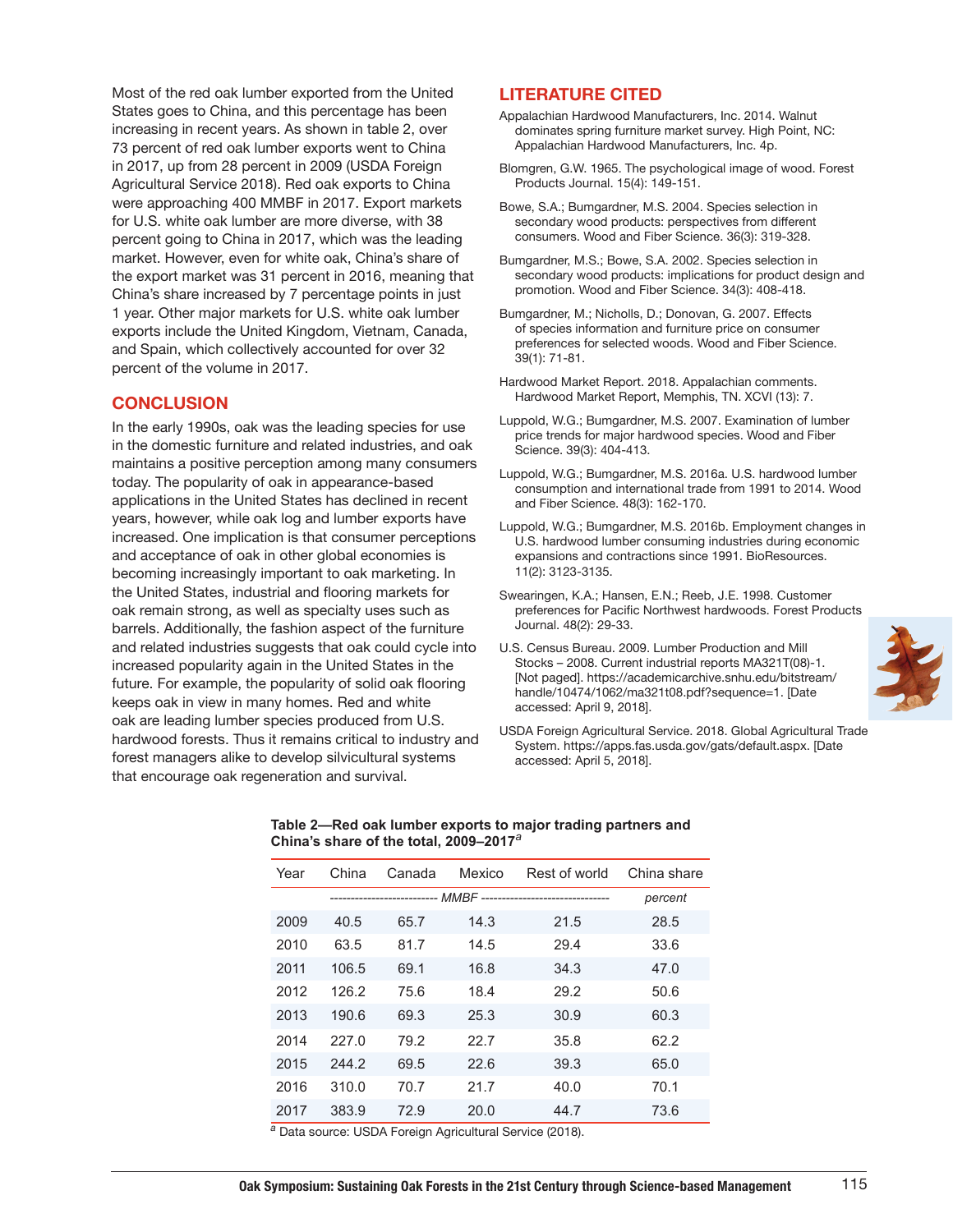Most of the red oak lumber exported from the United States goes to China, and this percentage has been increasing in recent years. As shown in table 2, over 73 percent of red oak lumber exports went to China in 2017, up from 28 percent in 2009 (USDA Foreign Agricultural Service 2018). Red oak exports to China were approaching 400 MMBF in 2017. Export markets for U.S. white oak lumber are more diverse, with 38 percent going to China in 2017, which was the leading market. However, even for white oak, China's share of the export market was 31 percent in 2016, meaning that China's share increased by 7 percentage points in just 1 year. Other major markets for U.S. white oak lumber exports include the United Kingdom, Vietnam, Canada, and Spain, which collectively accounted for over 32 percent of the volume in 2017.

## CONCLUSION

In the early 1990s, oak was the leading species for use in the domestic furniture and related industries, and oak maintains a positive perception among many consumers today. The popularity of oak in appearance-based applications in the United States has declined in recent years, however, while oak log and lumber exports have increased. One implication is that consumer perceptions and acceptance of oak in other global economies is becoming increasingly important to oak marketing. In the United States, industrial and flooring markets for oak remain strong, as well as specialty uses such as barrels. Additionally, the fashion aspect of the furniture and related industries suggests that oak could cycle into increased popularity again in the United States in the future. For example, the popularity of solid oak flooring keeps oak in view in many homes. Red and white oak are leading lumber species produced from U.S. hardwood forests. Thus it remains critical to industry and forest managers alike to develop silvicultural systems that encourage oak regeneration and survival.

## LITERATURE CITED

Appalachian Hardwood Manufacturers, Inc. 2014. Walnut dominates spring furniture market survey. High Point, NC: Appalachian Hardwood Manufacturers, Inc. 4p.

Blomgren, G.W. 1965. The psychological image of wood. Forest Products Journal. 15(4): 149-151.

Bowe, S.A.; Bumgardner, M.S. 2004. Species selection in secondary wood products: perspectives from different consumers. Wood and Fiber Science. 36(3): 319-328.

Bumgardner, M.S.; Bowe, S.A. 2002. Species selection in secondary wood products: implications for product design and promotion. Wood and Fiber Science. 34(3): 408-418.

Bumgardner, M.; Nicholls, D.; Donovan, G. 2007. Effects of species information and furniture price on consumer preferences for selected woods. Wood and Fiber Science. 39(1): 71-81.

Hardwood Market Report. 2018. Appalachian comments. Hardwood Market Report, Memphis, TN. XCVI (13): 7.

Luppold, W.G.; Bumgardner, M.S. 2007. Examination of lumber price trends for major hardwood species. Wood and Fiber Science. 39(3): 404-413.

Luppold, W.G.; Bumgardner, M.S. 2016a. U.S. hardwood lumber consumption and international trade from 1991 to 2014. Wood and Fiber Science. 48(3): 162-170.

Luppold, W.G.; Bumgardner, M.S. 2016b. Employment changes in U.S. hardwood lumber consuming industries during economic expansions and contractions since 1991. BioResources. 11(2): 3123-3135.

Swearingen, K.A.; Hansen, E.N.; Reeb, J.E. 1998. Customer preferences for Pacific Northwest hardwoods. Forest Products Journal. 48(2): 29-33.

U.S. Census Bureau. 2009. Lumber Production and Mill Stocks – 2008. Current industrial reports MA321T(08)-1. [Not paged]. https://academicarchive.snhu.edu/bitstream/handle/10474/1062/ma321t08.pdf?sequence=1. [Date accessed: April 9, 2018].

USDA Foreign Agricultural Service. 2018. Global Agricultural Trade System. https://apps.fas.usda.gov/gats/default.aspx. [Date accessed: April 5, 2018].

**Table 2—Red oak lumber exports to major trading partners and China's share of the total, 2009–2017[a]**

| Year | China | Canada | Mexico | Rest of world | China share |
|---|---|---|---|---|---|
| | *MMBF* | | | | *percent* |
| 2009 | 40.5 | 65.7 | 14.3 | 21.5 | 28.5 |
| 2010 | 63.5 | 81.7 | 14.5 | 29.4 | 33.6 |
| 2011 | 106.5 | 69.1 | 16.8 | 34.3 | 47.0 |
| 2012 | 126.2 | 75.6 | 18.4 | 29.2 | 50.6 |
| 2013 | 190.6 | 69.3 | 25.3 | 30.9 | 60.3 |
| 2014 | 227.0 | 79.2 | 22.7 | 35.8 | 62.2 |
| 2015 | 244.2 | 69.5 | 22.6 | 39.3 | 65.0 |
| 2016 | 310.0 | 70.7 | 21.7 | 40.0 | 70.1 |
| 2017 | 383.9 | 72.9 | 20.0 | 44.7 | 73.6 |

[a] Data source: USDA Foreign Agricultural Service (2018).